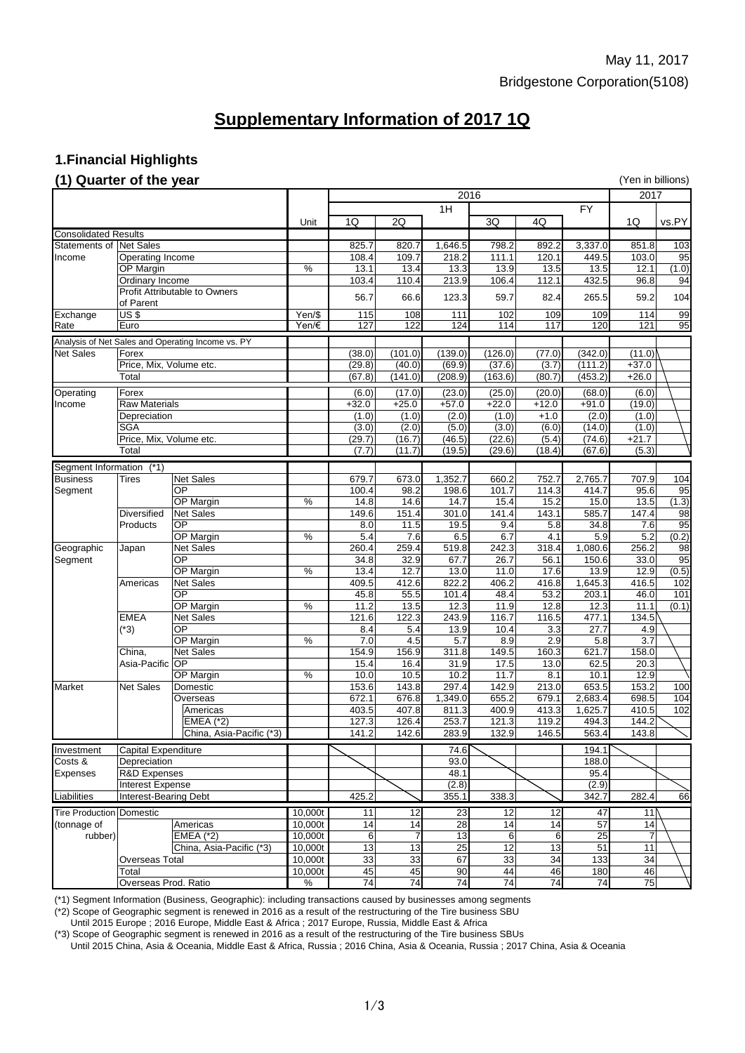May 11, 2017

Bridgestone Corporation(5108)

# Supplementary Information of 2017 1Q

## 1.Financial Highlights

### (1) Quarter of the year

(Yen in billions)

| | | | Unit | 2016 1Q | 2016 2Q | 2016 1H | 2016 3Q | 2016 4Q | 2016 FY | 2017 1Q | vs.PY |
|---|---|---|---|---|---|---|---|---|---|---|---|
| Consolidated Results | | | | | | | | | | | |
| Statements of Income | Net Sales | | | 825.7 | 820.7 | 1,646.5 | 798.2 | 892.2 | 3,337.0 | 851.8 | 103 |
| | Operating Income | | | 108.4 | 109.7 | 218.2 | 111.1 | 120.1 | 449.5 | 103.0 | 95 |
| | OP Margin | | % | 13.1 | 13.4 | 13.3 | 13.9 | 13.5 | 13.5 | 12.1 | (1.0) |
| | Ordinary Income | | | 103.4 | 110.4 | 213.9 | 106.4 | 112.1 | 432.5 | 96.8 | 94 |
| | Profit Attributable to Owners of Parent | | | 56.7 | 66.6 | 123.3 | 59.7 | 82.4 | 265.5 | 59.2 | 104 |
| Exchange Rate | US $ | | Yen/$ | 115 | 108 | 111 | 102 | 109 | 109 | 114 | 99 |
| | Euro | | Yen/€ | 127 | 122 | 124 | 114 | 117 | 120 | 121 | 95 |
| Analysis of Net Sales and Operating Income vs. PY | | | | | | | | | | | |
| Net Sales | Forex | | | (38.0) | (101.0) | (139.0) | (126.0) | (77.0) | (342.0) | (11.0) | |
| | Price, Mix, Volume etc. | | | (29.8) | (40.0) | (69.9) | (37.6) | (3.7) | (111.2) | +37.0 | |
| | Total | | | (67.8) | (141.0) | (208.9) | (163.6) | (80.7) | (453.2) | +26.0 | |
| Operating Income | Forex | | | (6.0) | (17.0) | (23.0) | (25.0) | (20.0) | (68.0) | (6.0) | |
| | Raw Materials | | | +32.0 | +25.0 | +57.0 | +22.0 | +12.0 | +91.0 | (19.0) | |
| | Depreciation | | | (1.0) | (1.0) | (2.0) | (1.0) | +1.0 | (2.0) | (1.0) | |
| | SGA | | | (3.0) | (2.0) | (5.0) | (3.0) | (6.0) | (14.0) | (1.0) | |
| | Price, Mix, Volume etc. | | | (29.7) | (16.7) | (46.5) | (22.6) | (5.4) | (74.6) | +21.7 | |
| | Total | | | (7.7) | (11.7) | (19.5) | (29.6) | (18.4) | (67.6) | (5.3) | |
| Segment Information (*1) | | | | | | | | | | | |
| Business Segment | Tires | Net Sales | | 679.7 | 673.0 | 1,352.7 | 660.2 | 752.7 | 2,765.7 | 707.9 | 104 |
| | | OP | | 100.4 | 98.2 | 198.6 | 101.7 | 114.3 | 414.7 | 95.6 | 95 |
| | | OP Margin | % | 14.8 | 14.6 | 14.7 | 15.4 | 15.2 | 15.0 | 13.5 | (1.3) |
| | Diversified Products | Net Sales | | 149.6 | 151.4 | 301.0 | 141.4 | 143.1 | 585.7 | 147.4 | 98 |
| | | OP | | 8.0 | 11.5 | 19.5 | 9.4 | 5.8 | 34.8 | 7.6 | 95 |
| | | OP Margin | % | 5.4 | 7.6 | 6.5 | 6.7 | 4.1 | 5.9 | 5.2 | (0.2) |
| Geographic Segment | Japan | Net Sales | | 260.4 | 259.4 | 519.8 | 242.3 | 318.4 | 1,080.6 | 256.2 | 98 |
| | | OP | | 34.8 | 32.9 | 67.7 | 26.7 | 56.1 | 150.6 | 33.0 | 95 |
| | | OP Margin | % | 13.4 | 12.7 | 13.0 | 11.0 | 17.6 | 13.9 | 12.9 | (0.5) |
| | Americas | Net Sales | | 409.5 | 412.6 | 822.2 | 406.2 | 416.8 | 1,645.3 | 416.5 | 102 |
| | | OP | | 45.8 | 55.5 | 101.4 | 48.4 | 53.2 | 203.1 | 46.0 | 101 |
| | | OP Margin | % | 11.2 | 13.5 | 12.3 | 11.9 | 12.8 | 12.3 | 11.1 | (0.1) |
| | EMEA (*3) | Net Sales | | 121.6 | 122.3 | 243.9 | 116.7 | 116.5 | 477.1 | 134.5 | |
| | | OP | | 8.4 | 5.4 | 13.9 | 10.4 | 3.3 | 27.7 | 4.9 | |
| | | OP Margin | % | 7.0 | 4.5 | 5.7 | 8.9 | 2.9 | 5.8 | 3.7 | |
| | China, Asia-Pacific | Net Sales | | 154.9 | 156.9 | 311.8 | 149.5 | 160.3 | 621.7 | 158.0 | |
| | | OP | | 15.4 | 16.4 | 31.9 | 17.5 | 13.0 | 62.5 | 20.3 | |
| | | OP Margin | % | 10.0 | 10.5 | 10.2 | 11.7 | 8.1 | 10.1 | 12.9 | |
| Market | Net Sales | Domestic | | 153.6 | 143.8 | 297.4 | 142.9 | 213.0 | 653.5 | 153.2 | 100 |
| | | Overseas | | 672.1 | 676.8 | 1,349.0 | 655.2 | 679.1 | 2,683.4 | 698.5 | 104 |
| | | Americas | | 403.5 | 407.8 | 811.3 | 400.9 | 413.3 | 1,625.7 | 410.5 | 102 |
| | | EMEA (*2) | | 127.3 | 126.4 | 253.7 | 121.3 | 119.2 | 494.3 | 144.2 | |
| | | China, Asia-Pacific (*3) | | 141.2 | 142.6 | 283.9 | 132.9 | 146.5 | 563.4 | 143.8 | |
| Investment Costs & Expenses | Capital Expenditure | | | | | 74.6 | | | 194.1 | | |
| | Depreciation | | | | | 93.0 | | | 188.0 | | |
| | R&D Expenses | | | | | 48.1 | | | 95.4 | | |
| | Interest Expense | | | | | (2.8) | | | (2.9) | | |
| Liabilities | Interest-Bearing Debt | | | 425.2 | | 355.1 | 338.3 | | 342.7 | 282.4 | 66 |
| Tire Production (tonnage of rubber) | Domestic | | 10,000t | 11 | 12 | 23 | 12 | 12 | 47 | 11 | |
| | | Americas | 10,000t | 14 | 14 | 28 | 14 | 14 | 57 | 14 | |
| | | EMEA (*2) | 10,000t | 6 | 7 | 13 | 6 | 6 | 25 | 7 | |
| | | China, Asia-Pacific (*3) | 10,000t | 13 | 13 | 25 | 12 | 13 | 51 | 11 | |
| | Overseas Total | | 10,000t | 33 | 33 | 67 | 33 | 34 | 133 | 34 | |
| | Total | | 10,000t | 45 | 45 | 90 | 44 | 46 | 180 | 46 | |
| | Overseas Prod. Ratio | | % | 74 | 74 | 74 | 74 | 74 | 74 | 75 | |

(*1) Segment Information (Business, Geographic): including transactions caused by businesses among segments

(*2) Scope of Geographic segment is renewed in 2016 as a result of the restructuring of the Tire business SBU
Until 2015 Europe ; 2016 Europe, Middle East & Africa ; 2017 Europe, Russia, Middle East & Africa

(*3) Scope of Geographic segment is renewed in 2016 as a result of the restructuring of the Tire business SBUs
Until 2015 China, Asia & Oceania, Middle East & Africa, Russia ; 2016 China, Asia & Oceania, Russia ; 2017 China, Asia & Oceania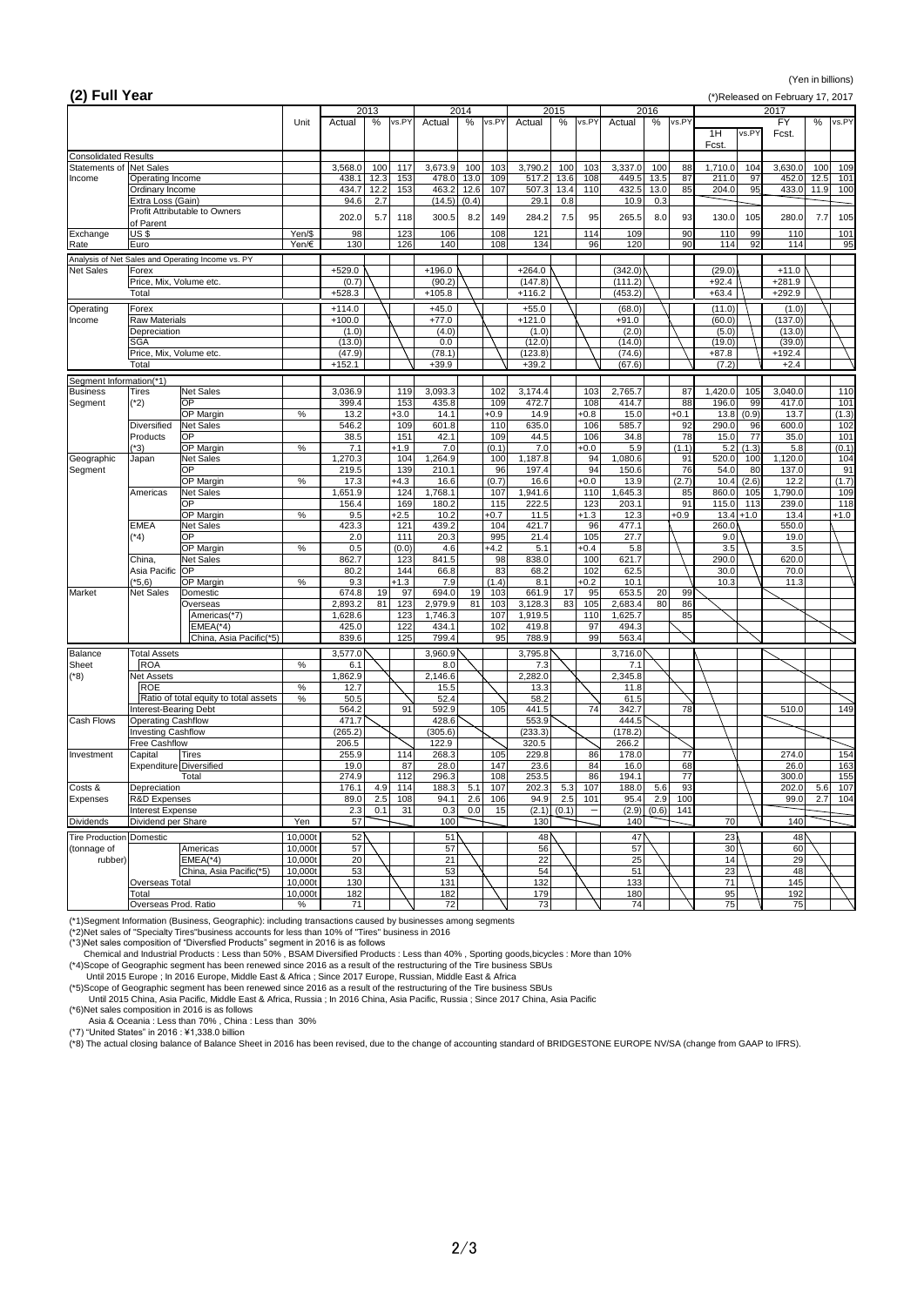(Yen in billions)

## (2) Full Year

(*)Released on February 17, 2017

| | | | Unit | 2013 Actual | % | vs.PY | 2014 Actual | % | vs.PY | 2015 Actual | % | vs.PY | 2016 Actual | % | vs.PY | 2017 1H Fcst. | vs.PY | 2017 FY Fcst. | % | vs.PY |
|---|---|---|---|---|---|---|---|---|---|---|---|---|---|---|---|---|---|---|---|---|
| Consolidated Results | | | | | | | | | | | | | | | | | | | | |
| Statements of Income | Net Sales | | | 3,568.0 | 100 | 117 | 3,673.9 | 100 | 103 | 3,790.2 | 100 | 103 | 3,337.0 | 100 | 88 | 1,710.0 | 104 | 3,630.0 | 100 | 109 |
| | Operating Income | | | 438.1 | 12.3 | 153 | 478.0 | 13.0 | 109 | 517.2 | 13.6 | 108 | 449.5 | 13.5 | 87 | 211.0 | 97 | 452.0 | 12.5 | 101 |
| | Ordinary Income | | | 434.7 | 12.2 | 153 | 463.2 | 12.6 | 107 | 507.3 | 13.4 | 110 | 432.5 | 13.0 | 85 | 204.0 | 95 | 433.0 | 11.9 | 100 |
| | Extra Loss (Gain) | | | 94.6 | 2.7 | | (14.5) | (0.4) | | 29.1 | 0.8 | | 10.9 | 0.3 | | | | | | |
| | Profit Attributable to Owners of Parent | | | 202.0 | 5.7 | 118 | 300.5 | 8.2 | 149 | 284.2 | 7.5 | 95 | 265.5 | 8.0 | 93 | 130.0 | 105 | 280.0 | 7.7 | 105 |
| Exchange Rate | US $ | | Yen/$ | 98 | | 123 | 106 | | 108 | 121 | | 114 | 109 | | 90 | 110 | 99 | 110 | | 101 |
| | Euro | | Yen/€ | 130 | | 126 | 140 | | 108 | 134 | | 96 | 120 | | 90 | 114 | 92 | 114 | | 95 |
| Analysis of Net Sales and Operating Income vs. PY | | | | | | | | | | | | | | | | | | | | |
| Net Sales | Forex | | | +529.0 | | | +196.0 | | | +264.0 | | | (342.0) | | | (29.0) | | +11.0 | | |
| | Price, Mix, Volume etc. | | | (0.7) | | | (90.2) | | | (147.8) | | | (111.2) | | | +92.4 | | +281.9 | | |
| | Total | | | +528.3 | | | +105.8 | | | +116.2 | | | (453.2) | | | +63.4 | | +292.9 | | |
| Operating Income | Forex | | | +114.0 | | | +45.0 | | | +55.0 | | | (68.0) | | | (11.0) | | (1.0) | | |
| | Raw Materials | | | +100.0 | | | +77.0 | | | +121.0 | | | +91.0 | | | (60.0) | | (137.0) | | |
| | Depreciation | | | (1.0) | | | (4.0) | | | (1.0) | | | (2.0) | | | (5.0) | | (13.0) | | |
| | SGA | | | (13.0) | | | 0.0 | | | (12.0) | | | (14.0) | | | (19.0) | | (39.0) | | |
| | Price, Mix, Volume etc. | | | (47.9) | | | (78.1) | | | (123.8) | | | (74.6) | | | +87.8 | | +192.4 | | |
| | Total | | | +152.1 | | | +39.9 | | | +39.2 | | | (67.6) | | | (7.2) | | +2.4 | | |
| Segment Information(*1) | | | | | | | | | | | | | | | | | | | | |
| Business Segment | Tires (*2) | Net Sales | | 3,036.9 | | 119 | 3,093.3 | | 102 | 3,174.4 | | 103 | 2,765.7 | | 87 | 1,420.0 | 105 | 3,040.0 | | 110 |
| | | OP | | 399.4 | | 153 | 435.8 | | 109 | 472.7 | | 108 | 414.7 | | 88 | 196.0 | 99 | 417.0 | | 101 |
| | | OP Margin | % | 13.2 | | +3.0 | 14.1 | | +0.9 | 14.9 | | +0.8 | 15.0 | | +0.1 | 13.8 | (0.9) | 13.7 | | (1.3) |
| | Diversified Products (*3) | Net Sales | | 546.2 | | 109 | 601.8 | | 110 | 635.0 | | 106 | 585.7 | | 92 | 290.0 | 96 | 600.0 | | 102 |
| | | OP | | 38.5 | | 151 | 42.1 | | 109 | 44.5 | | 106 | 34.8 | | 78 | 15.0 | 77 | 35.0 | | 101 |
| | | OP Margin | % | 7.1 | | +1.9 | 7.0 | | (0.1) | 7.0 | | +0.0 | 5.9 | | (1.1) | 5.2 | (1.3) | 5.8 | | (0.1) |
| Geographic Segment | Japan | Net Sales | | 1,270.3 | | 104 | 1,264.9 | | 100 | 1,187.8 | | 94 | 1,080.6 | | 91 | 520.0 | 100 | 1,120.0 | | 104 |
| | | OP | | 219.5 | | 139 | 210.1 | | 96 | 197.4 | | 94 | 150.6 | | 76 | 54.0 | 80 | 137.0 | | 91 |
| | | OP Margin | % | 17.3 | | +4.3 | 16.6 | | (0.7) | 16.6 | | +0.0 | 13.9 | | (2.7) | 10.4 | (2.6) | 12.2 | | (1.7) |
| | Americas | Net Sales | | 1,651.9 | | 124 | 1,768.1 | | 107 | 1,941.6 | | 110 | 1,645.3 | | 85 | 860.0 | 105 | 1,790.0 | | 109 |
| | | OP | | 156.4 | | 169 | 180.2 | | 115 | 222.5 | | 123 | 203.1 | | 91 | 115.0 | 113 | 239.0 | | 118 |
| | | OP Margin | % | 9.5 | | +2.5 | 10.2 | | +0.7 | 11.5 | | +1.3 | 12.3 | | +0.9 | 13.4 | +1.0 | 13.4 | | +1.0 |
| | EMEA (*4) | Net Sales | | 423.3 | | 121 | 439.2 | | 104 | 421.7 | | 96 | 477.1 | | | 260.0 | | 550.0 | | |
| | | OP | | 2.0 | | 111 | 20.3 | | 995 | 21.4 | | 105 | 27.7 | | | 9.0 | | 19.0 | | |
| | | OP Margin | % | 0.5 | | (0.0) | 4.6 | | +4.2 | 5.1 | | +0.4 | 5.8 | | | 3.5 | | 3.5 | | |
| | China, Asia Pacific (*5,6) | Net Sales | | 862.7 | | 123 | 841.5 | | 98 | 838.0 | | 100 | 621.7 | | | 290.0 | | 620.0 | | |
| | | OP | | 80.2 | | 144 | 66.8 | | 83 | 68.2 | | 102 | 62.5 | | | 30.0 | | 70.0 | | |
| | | OP Margin | % | 9.3 | | +1.3 | 7.9 | | (1.4) | 8.1 | | +0.2 | 10.1 | | | 10.3 | | 11.3 | | |
| Market | Net Sales | Domestic | | 674.8 | 19 | 97 | 694.0 | 19 | 103 | 661.9 | 17 | 95 | 653.5 | 20 | 99 | | | | | |
| | | Overseas | | 2,893.2 | 81 | 123 | 2,979.9 | 81 | 103 | 3,128.3 | 83 | 105 | 2,683.4 | 80 | 86 | | | | | |
| | | Americas(*7) | | 1,628.6 | | 123 | 1,746.3 | | 107 | 1,919.5 | | 110 | 1,625.7 | | 85 | | | | | |
| | | EMEA(*4) | | 425.0 | | 122 | 434.1 | | 102 | 419.8 | | 97 | 494.3 | | | | | | | |
| | | China, Asia Pacific(*5) | | 839.6 | | 125 | 799.4 | | 95 | 788.9 | | 99 | 563.4 | | | | | | | |
| Balance Sheet (*8) | Total Assets | | | 3,577.0 | | | 3,960.9 | | | 3,795.8 | | | 3,716.0 | | | | | | | |
| | ROA | | % | 6.1 | | | 8.0 | | | 7.3 | | | 7.1 | | | | | | | |
| | Net Assets | | | 1,862.9 | | | 2,146.6 | | | 2,282.0 | | | 2,345.8 | | | | | | | |
| | ROE | | % | 12.7 | | | 15.5 | | | 13.3 | | | 11.8 | | | | | | | |
| | Ratio of total equity to total assets | | % | 50.5 | | | 52.4 | | | 58.2 | | | 61.5 | | | | | | | |
| | Interest-Bearing Debt | | | 564.2 | | 91 | 592.9 | | 105 | 441.5 | | 74 | 342.7 | | 78 | | | 510.0 | | 149 |
| Cash Flows | Operating Cashflow | | | 471.7 | | | 428.6 | | | 553.9 | | | 444.5 | | | | | | | |
| | Investing Cashflow | | | (265.2) | | | (305.6) | | | (233.3) | | | (178.2) | | | | | | | |
| | Free Cashflow | | | 206.5 | | | 122.9 | | | 320.5 | | | 266.2 | | | | | | | |
| Investment | Capital Expenditure | Tires | | 255.9 | | 114 | 268.3 | | 105 | 229.8 | | 86 | 178.0 | | 77 | | | 274.0 | | 154 |
| | | Diversified | | 19.0 | | 87 | 28.0 | | 147 | 23.6 | | 84 | 16.0 | | 68 | | | 26.0 | | 163 |
| | | Total | | 274.9 | | 112 | 296.3 | | 108 | 253.5 | | 86 | 194.1 | | 77 | | | 300.0 | | 155 |
| Costs & Expenses | Depreciation | | | 176.1 | 4.9 | 114 | 188.3 | 5.1 | 107 | 202.3 | 5.3 | 107 | 188.0 | 5.6 | 93 | | | 202.0 | 5.6 | 107 |
| | R&D Expenses | | | 89.0 | 2.5 | 108 | 94.1 | 2.6 | 106 | 94.9 | 2.5 | 101 | 95.4 | 2.9 | 100 | | | 99.0 | 2.7 | 104 |
| | Interest Expense | | | 2.3 | 0.1 | 31 | 0.3 | 0.0 | 15 | (2.1) | (0.1) | − | (2.9) | (0.6) | 141 | | | | | |
| Dividends | Dividend per Share | | Yen | 57 | | | 100 | | | 130 | | | 140 | | | 70 | | 140 | | |
| Tire Production (tonnage of rubber) | Domestic | | 10,000t | 52 | | | 51 | | | 48 | | | 47 | | | 23 | | 48 | | |
| | | Americas | 10,000t | 57 | | | 57 | | | 56 | | | 57 | | | 30 | | 60 | | |
| | | EMEA(*4) | 10,000t | 20 | | | 21 | | | 22 | | | 25 | | | 14 | | 29 | | |
| | | China, Asia Pacific(*5) | 10,000t | 53 | | | 53 | | | 54 | | | 51 | | | 23 | | 48 | | |
| | Overseas Total | | 10,000t | 130 | | | 131 | | | 132 | | | 133 | | | 71 | | 145 | | |
| | Total | | 10,000t | 182 | | | 182 | | | 179 | | | 180 | | | 95 | | 192 | | |
| | Overseas Prod. Ratio | | % | 71 | | | 72 | | | 73 | | | 74 | | | 75 | | 75 | | |

(*1)Segment Information (Business, Geographic): including transactions caused by businesses among segments
(*2)Net sales of "Specialty Tires"business accounts for less than 10% of "Tires" business in 2016
(*3)Net sales composition of "Diversfied Products" segment in 2016 is as follows
Chemical and Industrial Products : Less than 50% , BSAM Diversified Products : Less than 40% , Sporting goods,bicycles : More than 10%
(*4)Scope of Geographic segment has been renewed since 2016 as a result of the restructuring of the Tire business SBUs
Until 2015 Europe ; In 2016 Europe, Middle East & Africa ; Since 2017 Europe, Russian, Middle East & Africa
(*5)Scope of Geographic segment has been renewed since 2016 as a result of the restructuring of the Tire business SBUs
Until 2015 China, Asia Pacific, Middle East & Africa, Russia ; In 2016 China, Asia Pacific, Russia ; Since 2017 China, Asia Pacific
(*6)Net sales composition in 2016 is as follows
Asia & Oceania : Less than 70% , China : Less than 30%
(*7) "United States" in 2016 : ¥1,338.0 billion
(*8) The actual closing balance of Balance Sheet in 2016 has been revised, due to the change of accounting standard of BRIDGESTONE EUROPE NV/SA (change from GAAP to IFRS).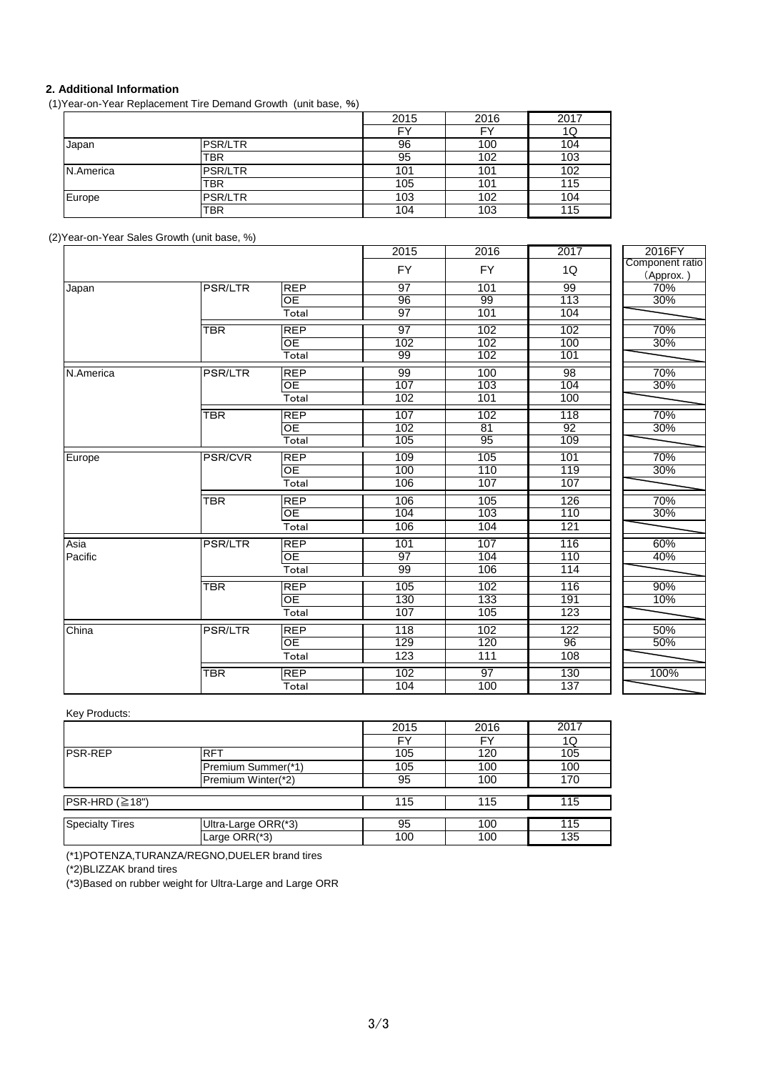## 2. Additional Information

(1)Year-on-Year Replacement Tire Demand Growth (unit base, %)

| | | 2015 FY | 2016 FY | 2017 1Q |
|---|---|---|---|---|
| Japan | PSR/LTR | 96 | 100 | 104 |
| | TBR | 95 | 102 | 103 |
| N.America | PSR/LTR | 101 | 101 | 102 |
| | TBR | 105 | 101 | 115 |
| Europe | PSR/LTR | 103 | 102 | 104 |
| | TBR | 104 | 103 | 115 |

(2)Year-on-Year Sales Growth (unit base, %)

| | | | 2015 FY | 2016 FY | 2017 1Q | 2016FY Component ratio (Approx.) |
|---|---|---|---|---|---|---|
| Japan | PSR/LTR | REP | 97 | 101 | 99 | 70% |
| | | OE | 96 | 99 | 113 | 30% |
| | | Total | 97 | 101 | 104 | |
| | TBR | REP | 97 | 102 | 102 | 70% |
| | | OE | 102 | 102 | 100 | 30% |
| | | Total | 99 | 102 | 101 | |
| N.America | PSR/LTR | REP | 99 | 100 | 98 | 70% |
| | | OE | 107 | 103 | 104 | 30% |
| | | Total | 102 | 101 | 100 | |
| | TBR | REP | 107 | 102 | 118 | 70% |
| | | OE | 102 | 81 | 92 | 30% |
| | | Total | 105 | 95 | 109 | |
| Europe | PSR/CVR | REP | 109 | 105 | 101 | 70% |
| | | OE | 100 | 110 | 119 | 30% |
| | | Total | 106 | 107 | 107 | |
| | TBR | REP | 106 | 105 | 126 | 70% |
| | | OE | 104 | 103 | 110 | 30% |
| | | Total | 106 | 104 | 121 | |
| Asia Pacific | PSR/LTR | REP | 101 | 107 | 116 | 60% |
| | | OE | 97 | 104 | 110 | 40% |
| | | Total | 99 | 106 | 114 | |
| | TBR | REP | 105 | 102 | 116 | 90% |
| | | OE | 130 | 133 | 191 | 10% |
| | | Total | 107 | 105 | 123 | |
| China | PSR/LTR | REP | 118 | 102 | 122 | 50% |
| | | OE | 129 | 120 | 96 | 50% |
| | | Total | 123 | 111 | 108 | |
| | TBR | REP | 102 | 97 | 130 | 100% |
| | | Total | 104 | 100 | 137 | |

Key Products:

| | | 2015 FY | 2016 FY | 2017 1Q |
|---|---|---|---|---|
| PSR-REP | RFT | 105 | 120 | 105 |
| | Premium Summer(*1) | 105 | 100 | 100 |
| | Premium Winter(*2) | 95 | 100 | 170 |
| PSR-HRD (≧18") | | 115 | 115 | 115 |
| Specialty Tires | Ultra-Large ORR(*3) | 95 | 100 | 115 |
| | Large ORR(*3) | 100 | 100 | 135 |

(*1)POTENZA,TURANZA/REGNO,DUELER brand tires

(*2)BLIZZAK brand tires

(*3)Based on rubber weight for Ultra-Large and Large ORR